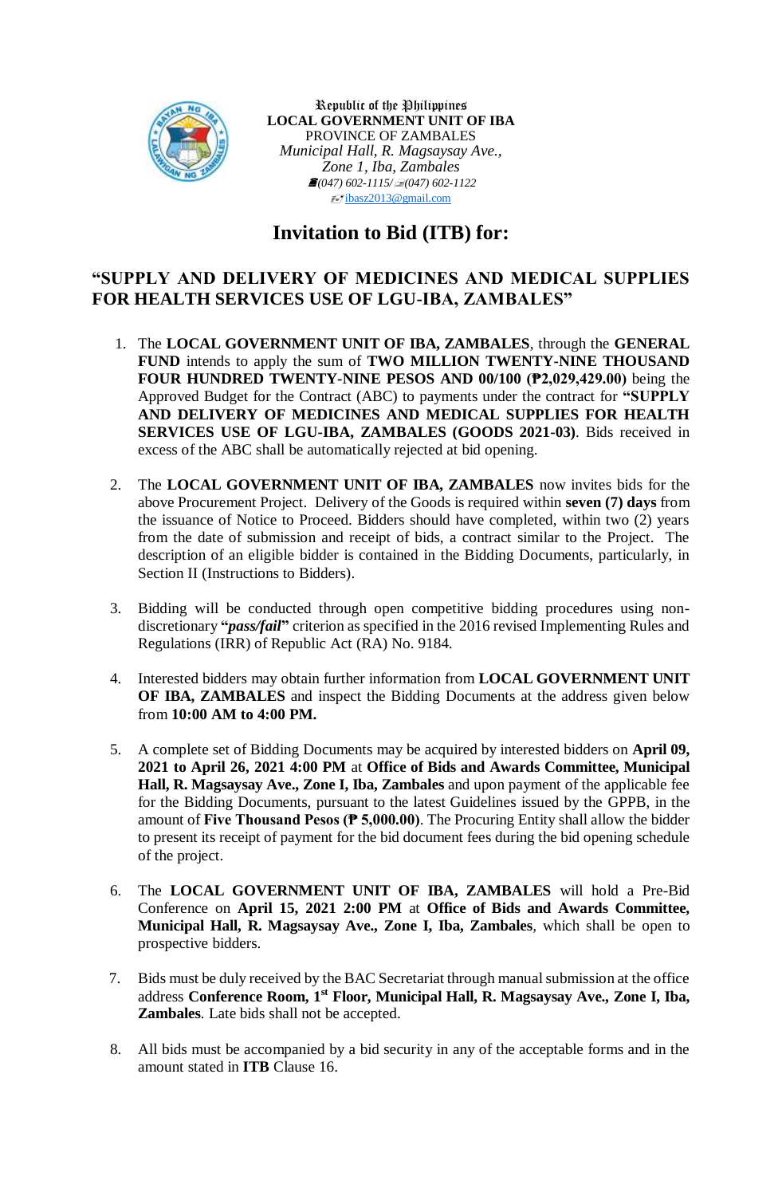Republic of the Philippines
**LOCAL GOVERNMENT UNIT OF IBA**
PROVINCE OF ZAMBALES
*Municipal Hall, R. Magsaysay Ave.,*
*Zone 1, Iba, Zambales*
*(047) 602-1115/ (047) 602-1122*
ibasz2013@gmail.com

# Invitation to Bid (ITB) for:

## "SUPPLY AND DELIVERY OF MEDICINES AND MEDICAL SUPPLIES FOR HEALTH SERVICES USE OF LGU-IBA, ZAMBALES"

1. The **LOCAL GOVERNMENT UNIT OF IBA, ZAMBALES**, through the **GENERAL FUND** intends to apply the sum of **TWO MILLION TWENTY-NINE THOUSAND FOUR HUNDRED TWENTY-NINE PESOS AND 00/100 (₱2,029,429.00)** being the Approved Budget for the Contract (ABC) to payments under the contract for **"SUPPLY AND DELIVERY OF MEDICINES AND MEDICAL SUPPLIES FOR HEALTH SERVICES USE OF LGU-IBA, ZAMBALES (GOODS 2021-03)**. Bids received in excess of the ABC shall be automatically rejected at bid opening.

2. The **LOCAL GOVERNMENT UNIT OF IBA, ZAMBALES** now invites bids for the above Procurement Project. Delivery of the Goods is required within **seven (7) days** from the issuance of Notice to Proceed. Bidders should have completed, within two (2) years from the date of submission and receipt of bids, a contract similar to the Project. The description of an eligible bidder is contained in the Bidding Documents, particularly, in Section II (Instructions to Bidders).

3. Bidding will be conducted through open competitive bidding procedures using non-discretionary **"*pass/fail*"** criterion as specified in the 2016 revised Implementing Rules and Regulations (IRR) of Republic Act (RA) No. 9184.

4. Interested bidders may obtain further information from **LOCAL GOVERNMENT UNIT OF IBA, ZAMBALES** and inspect the Bidding Documents at the address given below from **10:00 AM to 4:00 PM.**

5. A complete set of Bidding Documents may be acquired by interested bidders on **April 09, 2021 to April 26, 2021 4:00 PM** at **Office of Bids and Awards Committee, Municipal Hall, R. Magsaysay Ave., Zone I, Iba, Zambales** and upon payment of the applicable fee for the Bidding Documents, pursuant to the latest Guidelines issued by the GPPB, in the amount of **Five Thousand Pesos (₱ 5,000.00)**. The Procuring Entity shall allow the bidder to present its receipt of payment for the bid document fees during the bid opening schedule of the project.

6. The **LOCAL GOVERNMENT UNIT OF IBA, ZAMBALES** will hold a Pre-Bid Conference on **April 15, 2021 2:00 PM** at **Office of Bids and Awards Committee, Municipal Hall, R. Magsaysay Ave., Zone I, Iba, Zambales**, which shall be open to prospective bidders.

7. Bids must be duly received by the BAC Secretariat through manual submission at the office address **Conference Room, 1st Floor, Municipal Hall, R. Magsaysay Ave., Zone I, Iba, Zambales**. Late bids shall not be accepted.

8. All bids must be accompanied by a bid security in any of the acceptable forms and in the amount stated in **ITB** Clause 16.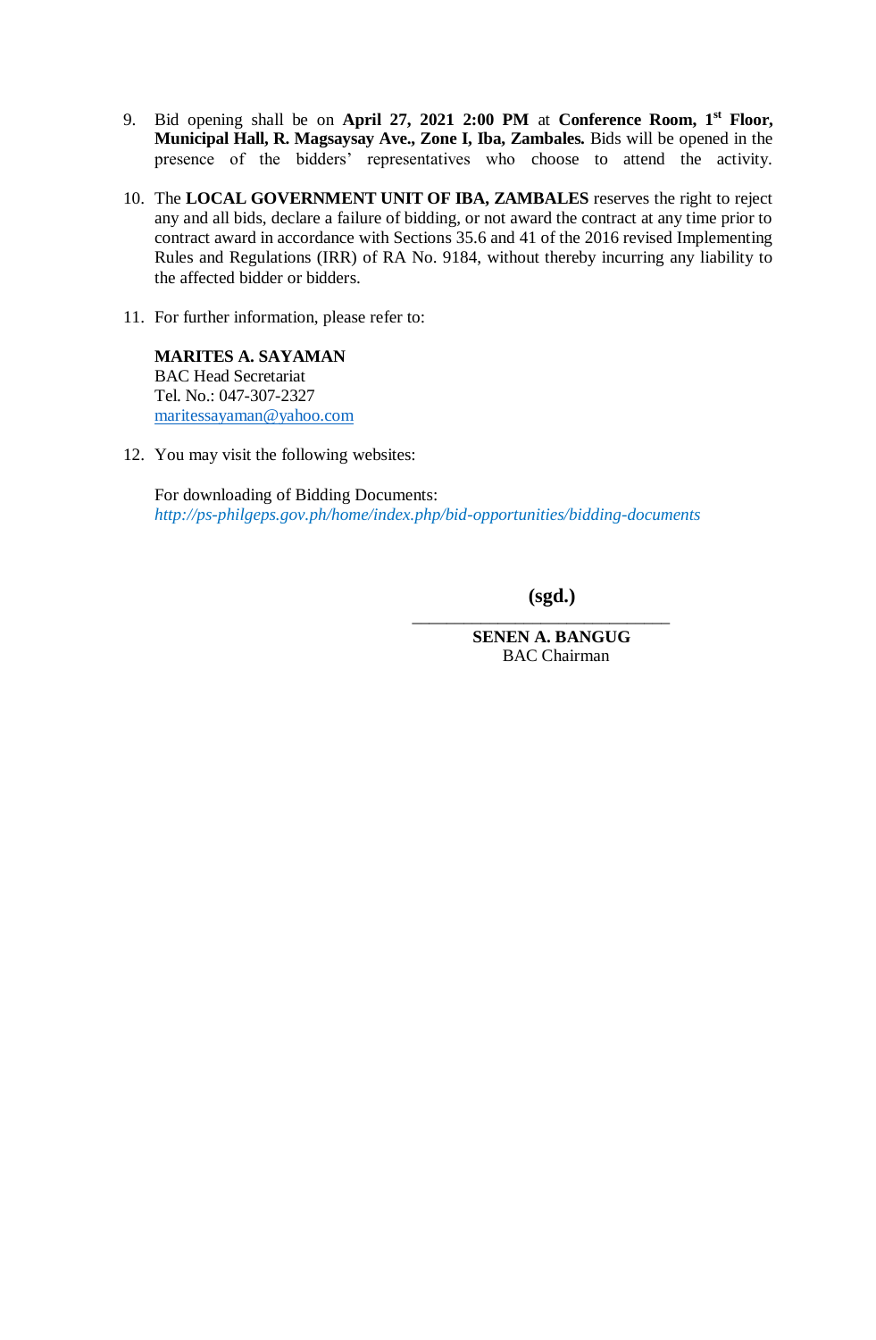9. Bid opening shall be on **April 27, 2021 2:00 PM** at **Conference Room, 1st Floor, Municipal Hall, R. Magsaysay Ave., Zone I, Iba, Zambales.** Bids will be opened in the presence of the bidders' representatives who choose to attend the activity.

10. The **LOCAL GOVERNMENT UNIT OF IBA, ZAMBALES** reserves the right to reject any and all bids, declare a failure of bidding, or not award the contract at any time prior to contract award in accordance with Sections 35.6 and 41 of the 2016 revised Implementing Rules and Regulations (IRR) of RA No. 9184, without thereby incurring any liability to the affected bidder or bidders.

11. For further information, please refer to:

    **MARITES A. SAYAMAN**
    BAC Head Secretariat
    Tel. No.: 047-307-2327
    maritessayaman@yahoo.com

12. You may visit the following websites:

    For downloading of Bidding Documents:
    *http://ps-philgeps.gov.ph/home/index.php/bid-opportunities/bidding-documents*

**(sgd.)**

**SENEN A. BANGUG**
BAC Chairman